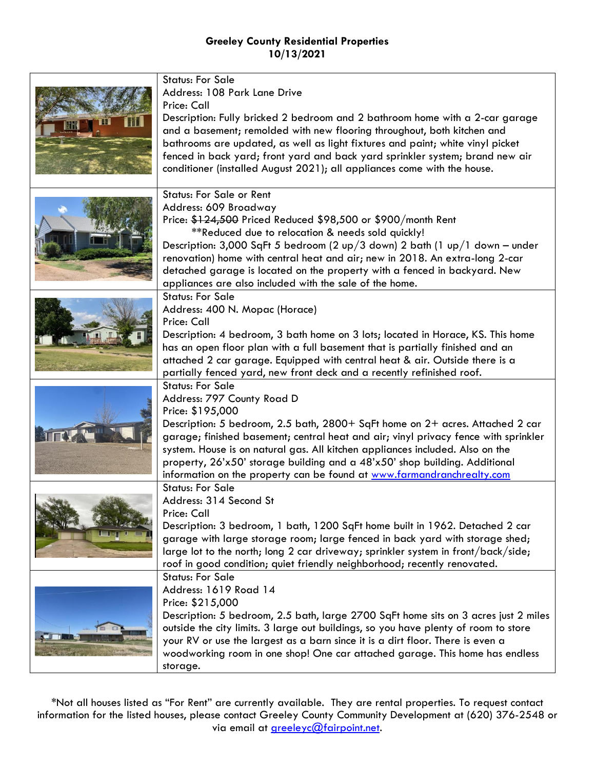**Greeley County Residential Properties**
**10/13/2021**

| | |
|---|---|
| | Status: For Sale<br>Address: 108 Park Lane Drive<br>Price: Call<br>Description: Fully bricked 2 bedroom and 2 bathroom home with a 2-car garage and a basement; remolded with new flooring throughout, both kitchen and bathrooms are updated, as well as light fixtures and paint; white vinyl picket fenced in back yard; front yard and back yard sprinkler system; brand new air conditioner (installed August 2021); all appliances come with the house. |
| | Status: For Sale or Rent<br>Address: 609 Broadway<br>Price: ~~$124,500~~ Priced Reduced $98,500 or $900/month Rent<br>**Reduced due to relocation & needs sold quickly!<br>Description: 3,000 SqFt 5 bedroom (2 up/3 down) 2 bath (1 up/1 down – under renovation) home with central heat and air; new in 2018. An extra-long 2-car detached garage is located on the property with a fenced in backyard. New appliances are also included with the sale of the home. |
| | Status: For Sale<br>Address: 400 N. Mopac (Horace)<br>Price: Call<br>Description: 4 bedroom, 3 bath home on 3 lots; located in Horace, KS. This home has an open floor plan with a full basement that is partially finished and an attached 2 car garage. Equipped with central heat & air. Outside there is a partially fenced yard, new front deck and a recently refinished roof. |
| | Status: For Sale<br>Address: 797 County Road D<br>Price: $195,000<br>Description: 5 bedroom, 2.5 bath, 2800+ SqFt home on 2+ acres. Attached 2 car garage; finished basement; central heat and air; vinyl privacy fence with sprinkler system. House is on natural gas. All kitchen appliances included. Also on the property, 26'x50' storage building and a 48'x50' shop building. Additional information on the property can be found at www.farmandranchrealty.com |
| | Status: For Sale<br>Address: 314 Second St<br>Price: Call<br>Description: 3 bedroom, 1 bath, 1200 SqFt home built in 1962. Detached 2 car garage with large storage room; large fenced in back yard with storage shed; large lot to the north; long 2 car driveway; sprinkler system in front/back/side; roof in good condition; quiet friendly neighborhood; recently renovated. |
| | Status: For Sale<br>Address: 1619 Road 14<br>Price: $215,000<br>Description: 5 bedroom, 2.5 bath, large 2700 SqFt home sits on 3 acres just 2 miles outside the city limits. 3 large out buildings, so you have plenty of room to store your RV or use the largest as a barn since it is a dirt floor. There is even a woodworking room in one shop! One car attached garage. This home has endless storage. |

*Not all houses listed as "For Rent" are currently available. They are rental properties. To request contact information for the listed houses, please contact Greeley County Community Development at (620) 376-2548 or via email at greeleyc@fairpoint.net.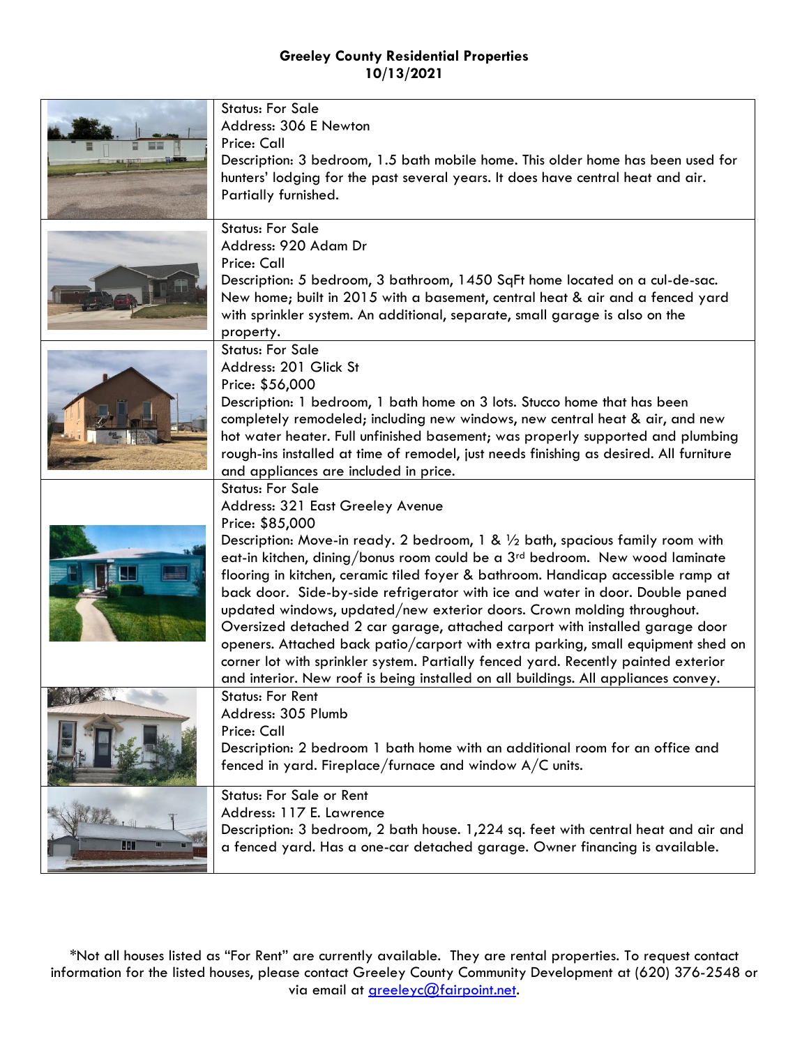**Greeley County Residential Properties**
**10/13/2021**

Status: For Sale
Address: 306 E Newton
Price: Call
Description: 3 bedroom, 1.5 bath mobile home. This older home has been used for hunters' lodging for the past several years. It does have central heat and air. Partially furnished.

Status: For Sale
Address: 920 Adam Dr
Price: Call
Description: 5 bedroom, 3 bathroom, 1450 SqFt home located on a cul-de-sac. New home; built in 2015 with a basement, central heat & air and a fenced yard with sprinkler system. An additional, separate, small garage is also on the property.

Status: For Sale
Address: 201 Glick St
Price: $56,000
Description: 1 bedroom, 1 bath home on 3 lots. Stucco home that has been completely remodeled; including new windows, new central heat & air, and new hot water heater. Full unfinished basement; was properly supported and plumbing rough-ins installed at time of remodel, just needs finishing as desired. All furniture and appliances are included in price.

Status: For Sale
Address: 321 East Greeley Avenue
Price: $85,000
Description: Move-in ready. 2 bedroom, 1 & ½ bath, spacious family room with eat-in kitchen, dining/bonus room could be a 3rd bedroom. New wood laminate flooring in kitchen, ceramic tiled foyer & bathroom. Handicap accessible ramp at back door. Side-by-side refrigerator with ice and water in door. Double paned updated windows, updated/new exterior doors. Crown molding throughout. Oversized detached 2 car garage, attached carport with installed garage door openers. Attached back patio/carport with extra parking, small equipment shed on corner lot with sprinkler system. Partially fenced yard. Recently painted exterior and interior. New roof is being installed on all buildings. All appliances convey.

Status: For Rent
Address: 305 Plumb
Price: Call
Description: 2 bedroom 1 bath home with an additional room for an office and fenced in yard. Fireplace/furnace and window A/C units.

Status: For Sale or Rent
Address: 117 E. Lawrence
Description: 3 bedroom, 2 bath house. 1,224 sq. feet with central heat and air and a fenced yard. Has a one-car detached garage. Owner financing is available.

*Not all houses listed as "For Rent" are currently available. They are rental properties. To request contact information for the listed houses, please contact Greeley County Community Development at (620) 376-2548 or via email at greeleyc@fairpoint.net.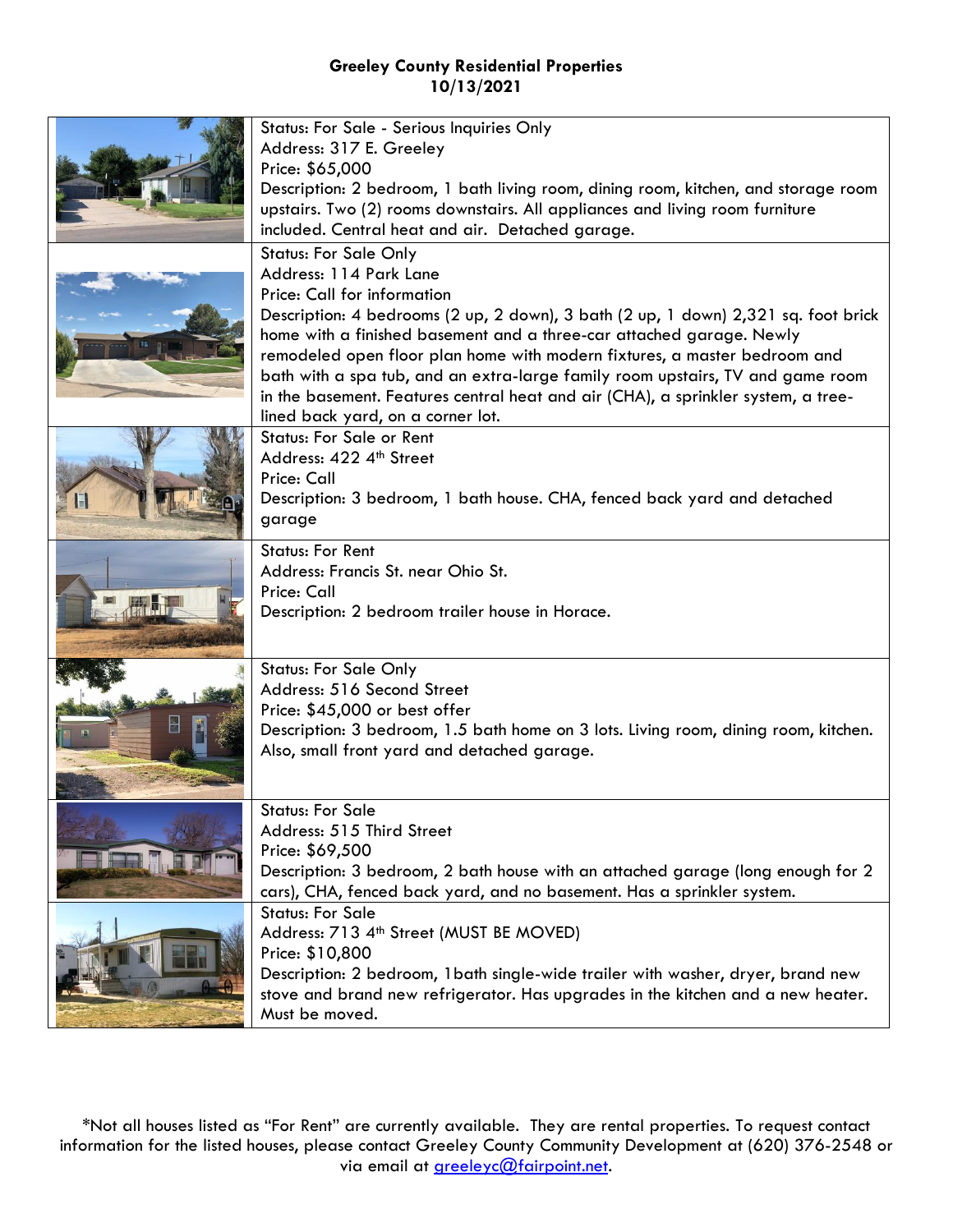**Greeley County Residential Properties**
**10/13/2021**

| | |
|---|---|
| | Status: For Sale - Serious Inquiries Only<br>Address: 317 E. Greeley<br>Price: $65,000<br>Description: 2 bedroom, 1 bath living room, dining room, kitchen, and storage room upstairs. Two (2) rooms downstairs. All appliances and living room furniture included. Central heat and air. Detached garage. |
| | Status: For Sale Only<br>Address: 114 Park Lane<br>Price: Call for information<br>Description: 4 bedrooms (2 up, 2 down), 3 bath (2 up, 1 down) 2,321 sq. foot brick home with a finished basement and a three-car attached garage. Newly remodeled open floor plan home with modern fixtures, a master bedroom and bath with a spa tub, and an extra-large family room upstairs, TV and game room in the basement. Features central heat and air (CHA), a sprinkler system, a tree-lined back yard, on a corner lot. |
| | Status: For Sale or Rent<br>Address: 422 4th Street<br>Price: Call<br>Description: 3 bedroom, 1 bath house. CHA, fenced back yard and detached garage |
| | Status: For Rent<br>Address: Francis St. near Ohio St.<br>Price: Call<br>Description: 2 bedroom trailer house in Horace. |
| | Status: For Sale Only<br>Address: 516 Second Street<br>Price: $45,000 or best offer<br>Description: 3 bedroom, 1.5 bath home on 3 lots. Living room, dining room, kitchen. Also, small front yard and detached garage. |
| | Status: For Sale<br>Address: 515 Third Street<br>Price: $69,500<br>Description: 3 bedroom, 2 bath house with an attached garage (long enough for 2 cars), CHA, fenced back yard, and no basement. Has a sprinkler system. |
| | Status: For Sale<br>Address: 713 4th Street (MUST BE MOVED)<br>Price: $10,800<br>Description: 2 bedroom, 1bath single-wide trailer with washer, dryer, brand new stove and brand new refrigerator. Has upgrades in the kitchen and a new heater. Must be moved. |

*Not all houses listed as "For Rent" are currently available. They are rental properties. To request contact information for the listed houses, please contact Greeley County Community Development at (620) 376-2548 or via email at greeleyc@fairpoint.net.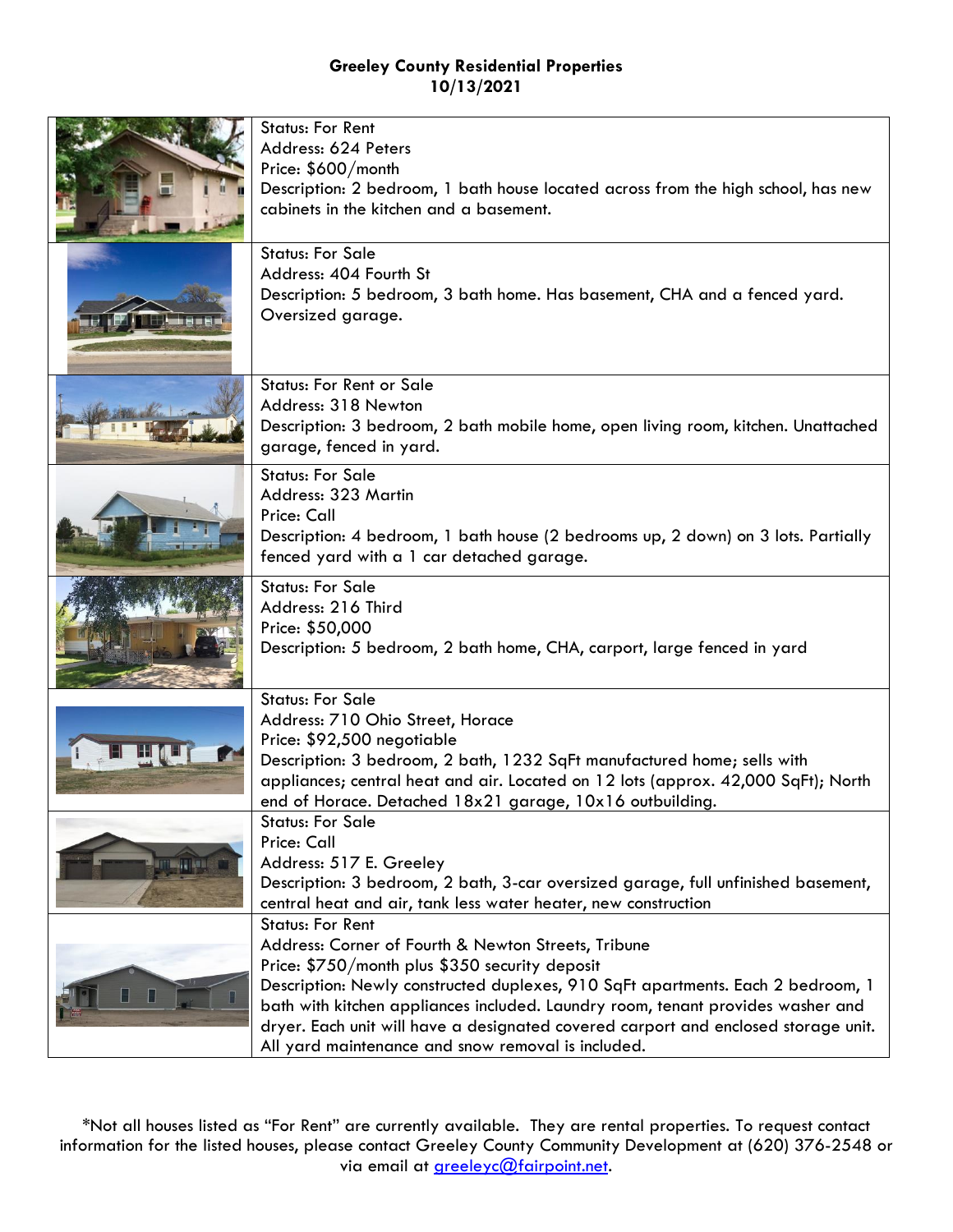**Greeley County Residential Properties**
**10/13/2021**

| | |
|---|---|
| | Status: For Rent<br>Address: 624 Peters<br>Price: $600/month<br>Description: 2 bedroom, 1 bath house located across from the high school, has new cabinets in the kitchen and a basement. |
| | Status: For Sale<br>Address: 404 Fourth St<br>Description: 5 bedroom, 3 bath home. Has basement, CHA and a fenced yard. Oversized garage. |
| | Status: For Rent or Sale<br>Address: 318 Newton<br>Description: 3 bedroom, 2 bath mobile home, open living room, kitchen. Unattached garage, fenced in yard. |
| | Status: For Sale<br>Address: 323 Martin<br>Price: Call<br>Description: 4 bedroom, 1 bath house (2 bedrooms up, 2 down) on 3 lots. Partially fenced yard with a 1 car detached garage. |
| | Status: For Sale<br>Address: 216 Third<br>Price: $50,000<br>Description: 5 bedroom, 2 bath home, CHA, carport, large fenced in yard |
| | Status: For Sale<br>Address: 710 Ohio Street, Horace<br>Price: $92,500 negotiable<br>Description: 3 bedroom, 2 bath, 1232 SqFt manufactured home; sells with appliances; central heat and air. Located on 12 lots (approx. 42,000 SqFt); North end of Horace. Detached 18x21 garage, 10x16 outbuilding. |
| | Status: For Sale<br>Price: Call<br>Address: 517 E. Greeley<br>Description: 3 bedroom, 2 bath, 3-car oversized garage, full unfinished basement, central heat and air, tank less water heater, new construction |
| | Status: For Rent<br>Address: Corner of Fourth & Newton Streets, Tribune<br>Price: $750/month plus $350 security deposit<br>Description: Newly constructed duplexes, 910 SqFt apartments. Each 2 bedroom, 1 bath with kitchen appliances included. Laundry room, tenant provides washer and dryer. Each unit will have a designated covered carport and enclosed storage unit. All yard maintenance and snow removal is included. |

*Not all houses listed as "For Rent" are currently available. They are rental properties. To request contact information for the listed houses, please contact Greeley County Community Development at (620) 376-2548 or via email at greeleyc@fairpoint.net.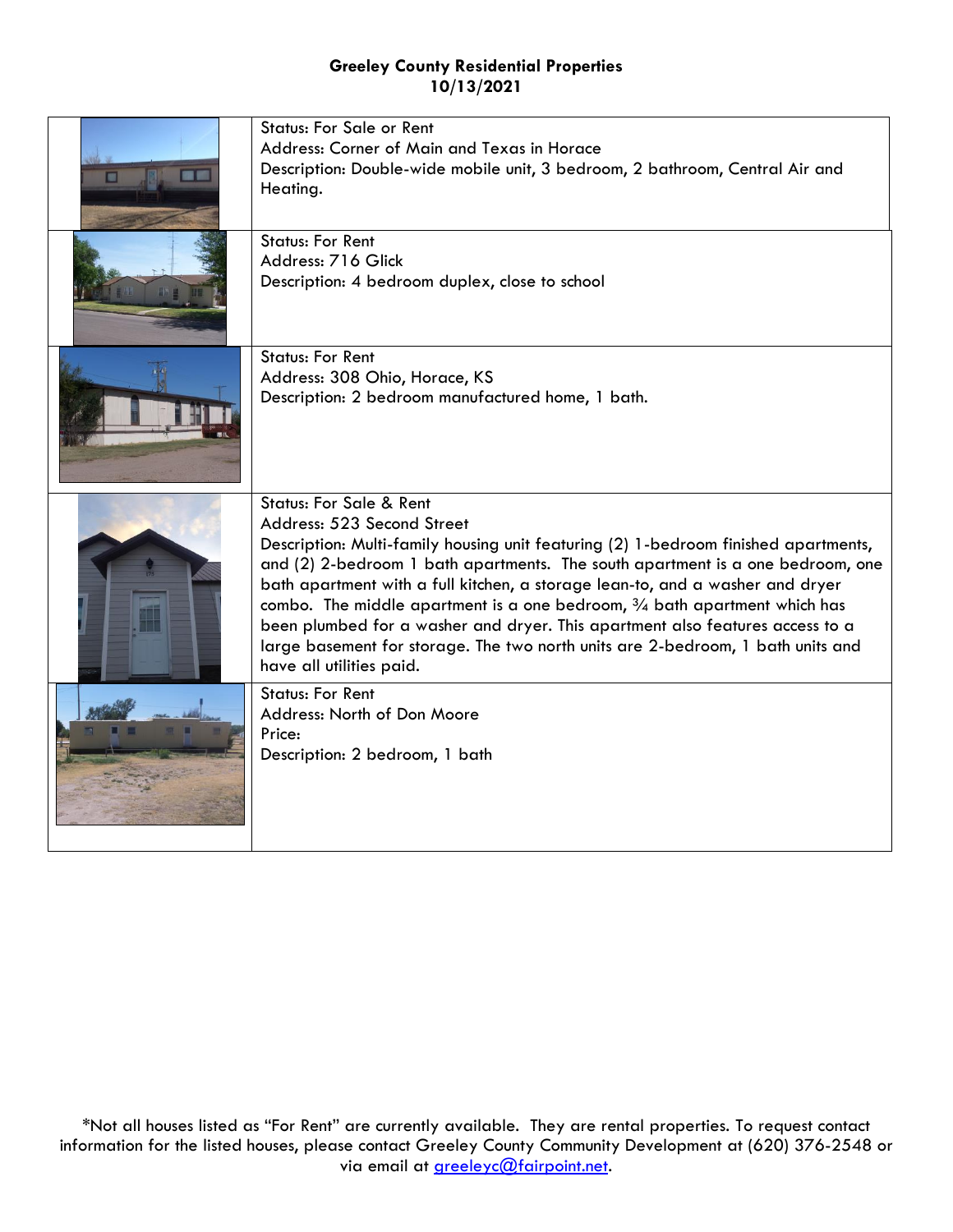**Greeley County Residential Properties**
**10/13/2021**

| | |
|---|---|
| | Status: For Sale or Rent<br>Address: Corner of Main and Texas in Horace<br>Description: Double-wide mobile unit, 3 bedroom, 2 bathroom, Central Air and Heating. |
| | Status: For Rent<br>Address: 716 Glick<br>Description: 4 bedroom duplex, close to school |
| | Status: For Rent<br>Address: 308 Ohio, Horace, KS<br>Description: 2 bedroom manufactured home, 1 bath. |
| | Status: For Sale & Rent<br>Address: 523 Second Street<br>Description: Multi-family housing unit featuring (2) 1-bedroom finished apartments, and (2) 2-bedroom 1 bath apartments. The south apartment is a one bedroom, one bath apartment with a full kitchen, a storage lean-to, and a washer and dryer combo. The middle apartment is a one bedroom, ¾ bath apartment which has been plumbed for a washer and dryer. This apartment also features access to a large basement for storage. The two north units are 2-bedroom, 1 bath units and have all utilities paid. |
| | Status: For Rent<br>Address: North of Don Moore<br>Price:<br>Description: 2 bedroom, 1 bath |

*Not all houses listed as "For Rent" are currently available. They are rental properties. To request contact information for the listed houses, please contact Greeley County Community Development at (620) 376-2548 or via email at greeleyc@fairpoint.net.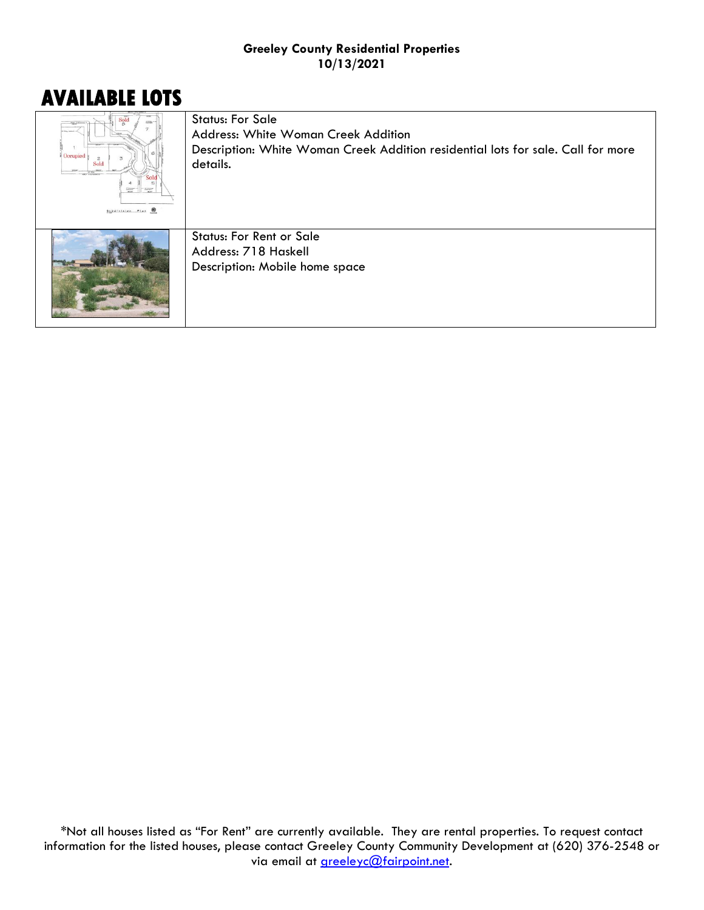**Greeley County Residential Properties**
**10/13/2021**

# AVAILABLE LOTS

| | |
|---|---|
| | Status: For Sale<br>Address: White Woman Creek Addition<br>Description: White Woman Creek Addition residential lots for sale. Call for more details. |
| | Status: For Rent or Sale<br>Address: 718 Haskell<br>Description: Mobile home space |

*Not all houses listed as "For Rent" are currently available. They are rental properties. To request contact information for the listed houses, please contact Greeley County Community Development at (620) 376-2548 or via email at greeleyc@fairpoint.net.